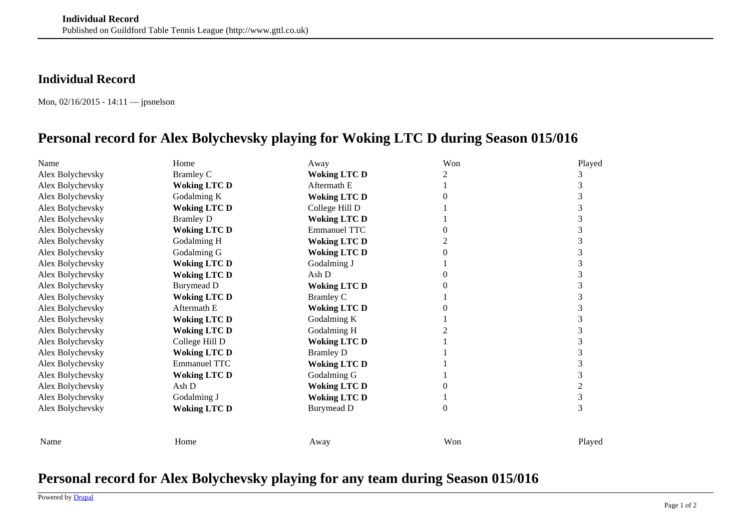## Individual Record

Mon, 02/16/2015 - 14:11 — jpsnelson

# Personal record for Alex Bolychevsky playing for Woking LTC D during Season 015/016

| Name | Home | Away | Won | Played |
|---|---|---|---|---|
| Alex Bolychevsky | Bramley C | **Woking LTC D** | 2 | 3 |
| Alex Bolychevsky | **Woking LTC D** | Aftermath E | 1 | 3 |
| Alex Bolychevsky | Godalming K | **Woking LTC D** | 0 | 3 |
| Alex Bolychevsky | **Woking LTC D** | College Hill D | 1 | 3 |
| Alex Bolychevsky | Bramley D | **Woking LTC D** | 1 | 3 |
| Alex Bolychevsky | **Woking LTC D** | Emmanuel TTC | 0 | 3 |
| Alex Bolychevsky | Godalming H | **Woking LTC D** | 2 | 3 |
| Alex Bolychevsky | Godalming G | **Woking LTC D** | 0 | 3 |
| Alex Bolychevsky | **Woking LTC D** | Godalming J | 1 | 3 |
| Alex Bolychevsky | **Woking LTC D** | Ash D | 0 | 3 |
| Alex Bolychevsky | Burymead D | **Woking LTC D** | 0 | 3 |
| Alex Bolychevsky | **Woking LTC D** | Bramley C | 1 | 3 |
| Alex Bolychevsky | Aftermath E | **Woking LTC D** | 0 | 3 |
| Alex Bolychevsky | **Woking LTC D** | Godalming K | 1 | 3 |
| Alex Bolychevsky | **Woking LTC D** | Godalming H | 2 | 3 |
| Alex Bolychevsky | College Hill D | **Woking LTC D** | 1 | 3 |
| Alex Bolychevsky | **Woking LTC D** | Bramley D | 1 | 3 |
| Alex Bolychevsky | Emmanuel TTC | **Woking LTC D** | 1 | 3 |
| Alex Bolychevsky | **Woking LTC D** | Godalming G | 1 | 3 |
| Alex Bolychevsky | Ash D | **Woking LTC D** | 0 | 2 |
| Alex Bolychevsky | Godalming J | **Woking LTC D** | 1 | 3 |
| Alex Bolychevsky | **Woking LTC D** | Burymead D | 0 | 3 |
| Name | Home | Away | Won | Played |

# Personal record for Alex Bolychevsky playing for any team during Season 015/016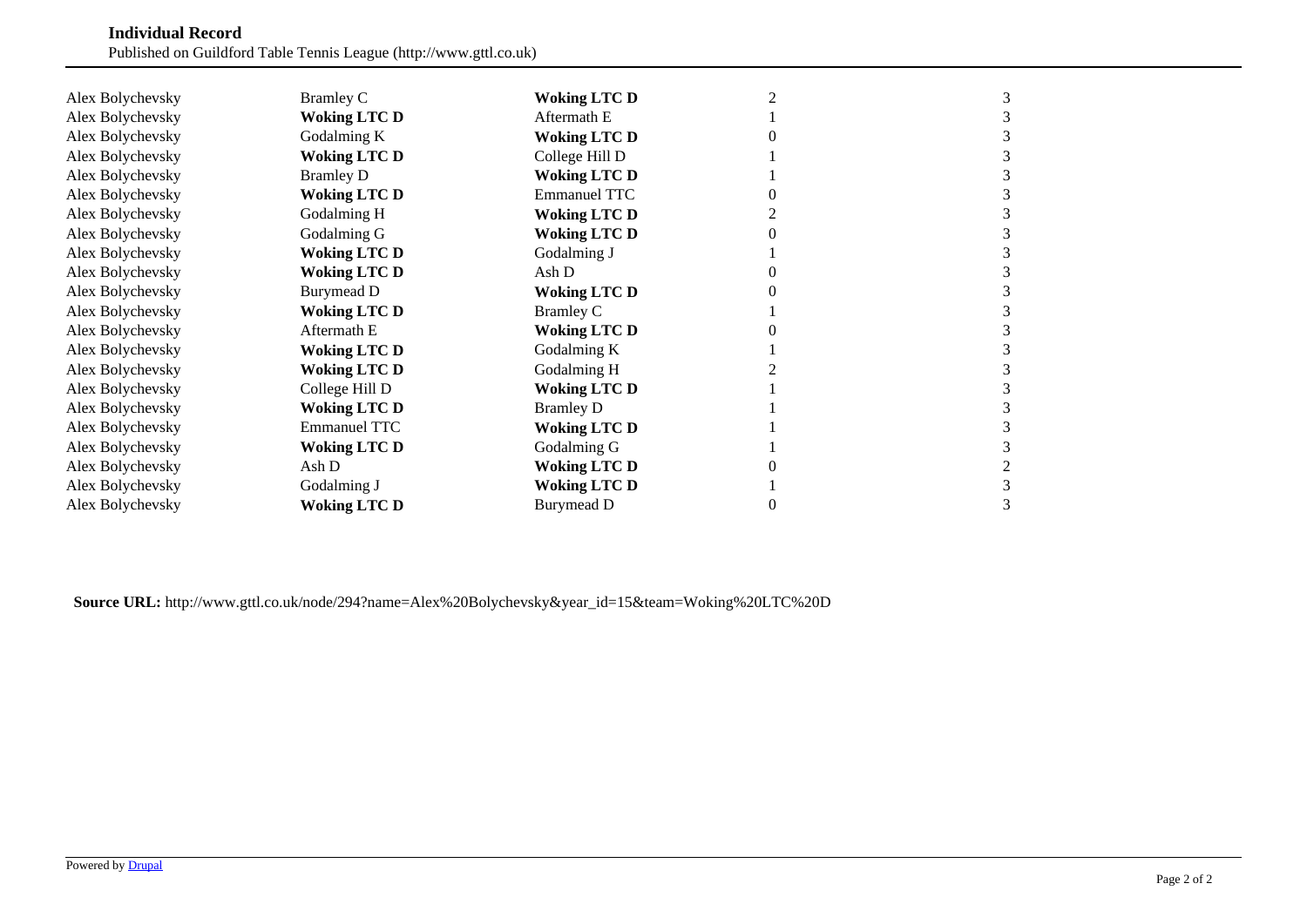**Individual Record**

Published on Guildford Table Tennis League (http://www.gttl.co.uk)

| | | | | |
|---|---|---|---|---|
| Alex Bolychevsky | Bramley C | **Woking LTC D** | 2 | 3 |
| Alex Bolychevsky | **Woking LTC D** | Aftermath E | 1 | 3 |
| Alex Bolychevsky | Godalming K | **Woking LTC D** | 0 | 3 |
| Alex Bolychevsky | **Woking LTC D** | College Hill D | 1 | 3 |
| Alex Bolychevsky | Bramley D | **Woking LTC D** | 1 | 3 |
| Alex Bolychevsky | **Woking LTC D** | Emmanuel TTC | 0 | 3 |
| Alex Bolychevsky | Godalming H | **Woking LTC D** | 2 | 3 |
| Alex Bolychevsky | Godalming G | **Woking LTC D** | 0 | 3 |
| Alex Bolychevsky | **Woking LTC D** | Godalming J | 1 | 3 |
| Alex Bolychevsky | **Woking LTC D** | Ash D | 0 | 3 |
| Alex Bolychevsky | Burymead D | **Woking LTC D** | 0 | 3 |
| Alex Bolychevsky | **Woking LTC D** | Bramley C | 1 | 3 |
| Alex Bolychevsky | Aftermath E | **Woking LTC D** | 0 | 3 |
| Alex Bolychevsky | **Woking LTC D** | Godalming K | 1 | 3 |
| Alex Bolychevsky | **Woking LTC D** | Godalming H | 2 | 3 |
| Alex Bolychevsky | College Hill D | **Woking LTC D** | 1 | 3 |
| Alex Bolychevsky | **Woking LTC D** | Bramley D | 1 | 3 |
| Alex Bolychevsky | Emmanuel TTC | **Woking LTC D** | 1 | 3 |
| Alex Bolychevsky | **Woking LTC D** | Godalming G | 1 | 3 |
| Alex Bolychevsky | Ash D | **Woking LTC D** | 0 | 2 |
| Alex Bolychevsky | Godalming J | **Woking LTC D** | 1 | 3 |
| Alex Bolychevsky | **Woking LTC D** | Burymead D | 0 | 3 |

**Source URL:** http://www.gttl.co.uk/node/294?name=Alex%20Bolychevsky&year_id=15&team=Woking%20LTC%20D

Powered by [Drupal]